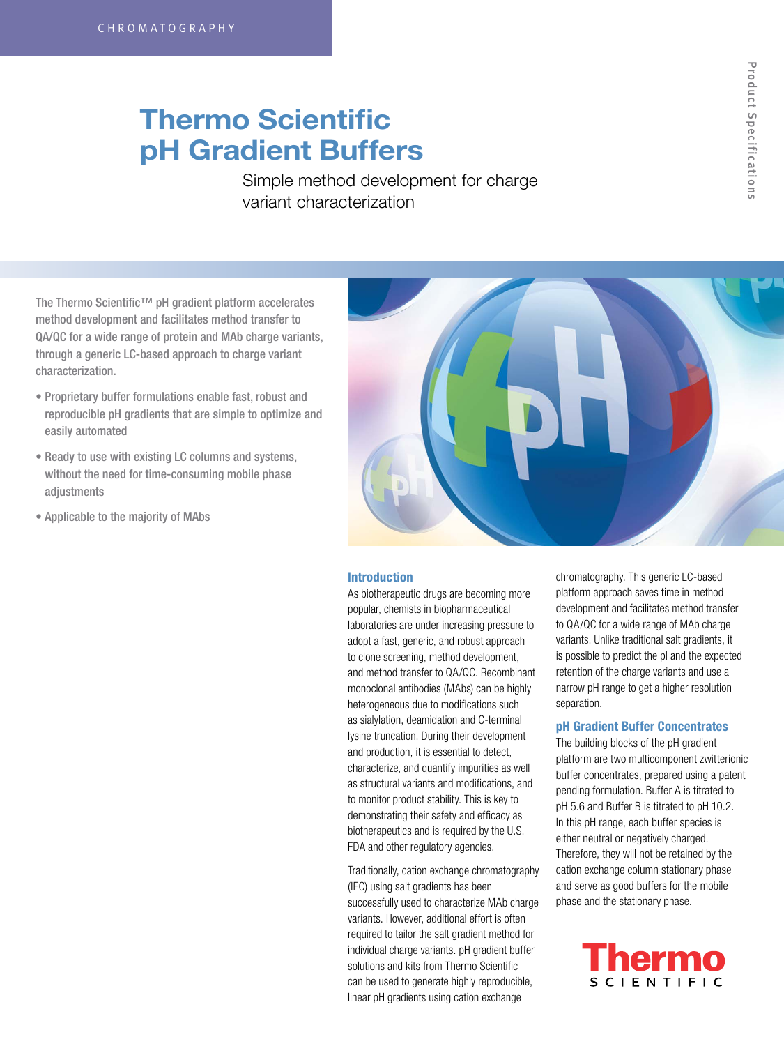CHROMATOGRAPHY

# Thermo Scientific pH Gradient Buffers

Simple method development for charge variant characterization

The Thermo Scientific™ pH gradient platform accelerates method development and facilitates method transfer to QA/QC for a wide range of protein and MAb charge variants, through a generic LC-based approach to charge variant characterization.

- Proprietary buffer formulations enable fast, robust and reproducible pH gradients that are simple to optimize and easily automated
- Ready to use with existing LC columns and systems, without the need for time-consuming mobile phase adjustments
- Applicable to the majority of MAbs

## Introduction

As biotherapeutic drugs are becoming more popular, chemists in biopharmaceutical laboratories are under increasing pressure to adopt a fast, generic, and robust approach to clone screening, method development, and method transfer to QA/QC. Recombinant monoclonal antibodies (MAbs) can be highly heterogeneous due to modifications such as sialylation, deamidation and C-terminal lysine truncation. During their development and production, it is essential to detect, characterize, and quantify impurities as well as structural variants and modifications, and to monitor product stability. This is key to demonstrating their safety and efficacy as biotherapeutics and is required by the U.S. FDA and other regulatory agencies.

Traditionally, cation exchange chromatography (IEC) using salt gradients has been successfully used to characterize MAb charge variants. However, additional effort is often required to tailor the salt gradient method for individual charge variants. pH gradient buffer solutions and kits from Thermo Scientific can be used to generate highly reproducible, linear pH gradients using cation exchange chromatography. This generic LC-based platform approach saves time in method development and facilitates method transfer to QA/QC for a wide range of MAb charge variants. Unlike traditional salt gradients, it is possible to predict the pI and the expected retention of the charge variants and use a narrow pH range to get a higher resolution separation.

## pH Gradient Buffer Concentrates

The building blocks of the pH gradient platform are two multicomponent zwitterionic buffer concentrates, prepared using a patent pending formulation. Buffer A is titrated to pH 5.6 and Buffer B is titrated to pH 10.2. In this pH range, each buffer species is either neutral or negatively charged. Therefore, they will not be retained by the cation exchange column stationary phase and serve as good buffers for the mobile phase and the stationary phase.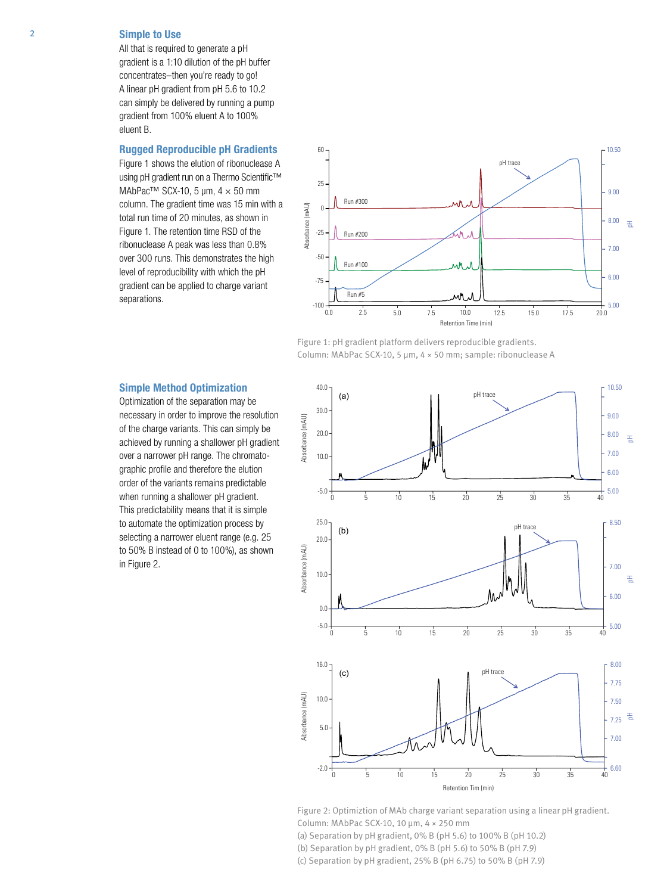## Simple to Use

All that is required to generate a pH gradient is a 1:10 dilution of the pH buffer concentrates–then you're ready to go! A linear pH gradient from pH 5.6 to 10.2 can simply be delivered by running a pump gradient from 100% eluent A to 100% eluent B.

## Rugged Reproducible pH Gradients

Figure 1 shows the elution of ribonuclease A using pH gradient run on a Thermo Scientific™ MAbPac™ SCX-10, 5 µm, 4 × 50 mm column. The gradient time was 15 min with a total run time of 20 minutes, as shown in Figure 1. The retention time RSD of the ribonuclease A peak was less than 0.8% over 300 runs. This demonstrates the high level of reproducibility with which the pH gradient can be applied to charge variant separations.

Figure 1: pH gradient platform delivers reproducible gradients. Column: MAbPac SCX-10, 5 µm, 4 × 50 mm; sample: ribonuclease A

## Simple Method Optimization

Optimization of the separation may be necessary in order to improve the resolution of the charge variants. This can simply be achieved by running a shallower pH gradient over a narrower pH range. The chromatographic profile and therefore the elution order of the variants remains predictable when running a shallower pH gradient. This predictability means that it is simple to automate the optimization process by selecting a narrower eluent range (e.g. 25 to 50% B instead of 0 to 100%), as shown in Figure 2.

Figure 2: Optimiztion of MAb charge variant separation using a linear pH gradient. Column: MAbPac SCX-10, 10 µm, 4 × 250 mm
(a) Separation by pH gradient, 0% B (pH 5.6) to 100% B (pH 10.2)
(b) Separation by pH gradient, 0% B (pH 5.6) to 50% B (pH 7.9)
(c) Separation by pH gradient, 25% B (pH 6.75) to 50% B (pH 7.9)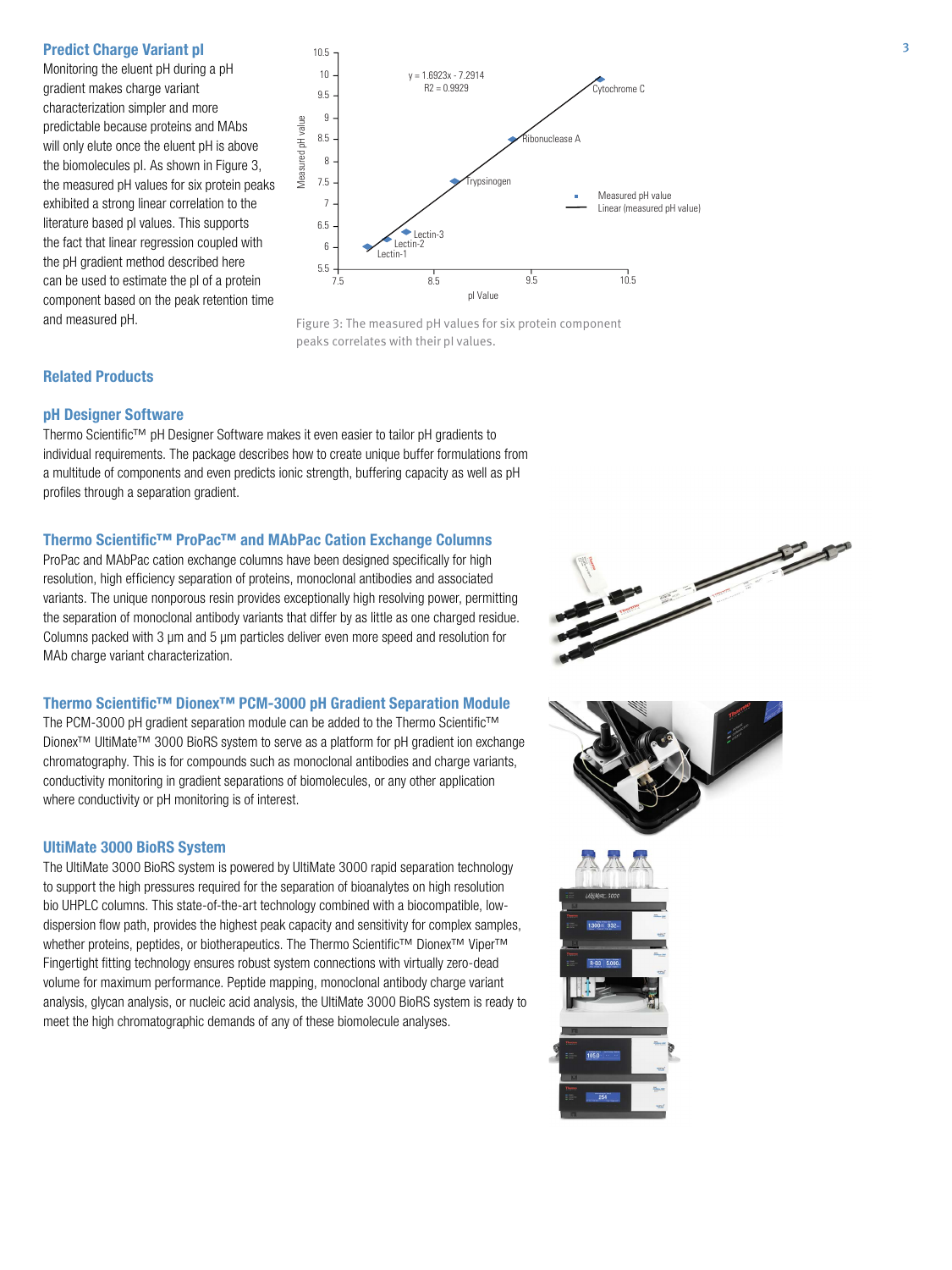## Predict Charge Variant pI

Monitoring the eluent pH during a pH gradient makes charge variant characterization simpler and more predictable because proteins and MAbs will only elute once the eluent pH is above the biomolecules pI. As shown in Figure 3, the measured pH values for six protein peaks exhibited a strong linear correlation to the literature based pI values. This supports the fact that linear regression coupled with the pH gradient method described here can be used to estimate the pI of a protein component based on the peak retention time and measured pH.

Figure 3: The measured pH values for six protein component peaks correlates with their pI values.

## Related Products

### pH Designer Software

Thermo Scientific™ pH Designer Software makes it even easier to tailor pH gradients to individual requirements. The package describes how to create unique buffer formulations from a multitude of components and even predicts ionic strength, buffering capacity as well as pH profiles through a separation gradient.

### Thermo Scientific™ ProPac™ and MAbPac Cation Exchange Columns

ProPac and MAbPac cation exchange columns have been designed specifically for high resolution, high efficiency separation of proteins, monoclonal antibodies and associated variants. The unique nonporous resin provides exceptionally high resolving power, permitting the separation of monoclonal antibody variants that differ by as little as one charged residue. Columns packed with 3 µm and 5 µm particles deliver even more speed and resolution for MAb charge variant characterization.

### Thermo Scientific™ Dionex™ PCM-3000 pH Gradient Separation Module

The PCM-3000 pH gradient separation module can be added to the Thermo Scientific™ Dionex™ UltiMate™ 3000 BioRS system to serve as a platform for pH gradient ion exchange chromatography. This is for compounds such as monoclonal antibodies and charge variants, conductivity monitoring in gradient separations of biomolecules, or any other application where conductivity or pH monitoring is of interest.

### UltiMate 3000 BioRS System

The UltiMate 3000 BioRS system is powered by UltiMate 3000 rapid separation technology to support the high pressures required for the separation of bioanalytes on high resolution bio UHPLC columns. This state-of-the-art technology combined with a biocompatible, low-dispersion flow path, provides the highest peak capacity and sensitivity for complex samples, whether proteins, peptides, or biotherapeutics. The Thermo Scientific™ Dionex™ Viper™ Fingertight fitting technology ensures robust system connections with virtually zero-dead volume for maximum performance. Peptide mapping, monoclonal antibody charge variant analysis, glycan analysis, or nucleic acid analysis, the UltiMate 3000 BioRS system is ready to meet the high chromatographic demands of any of these biomolecule analyses.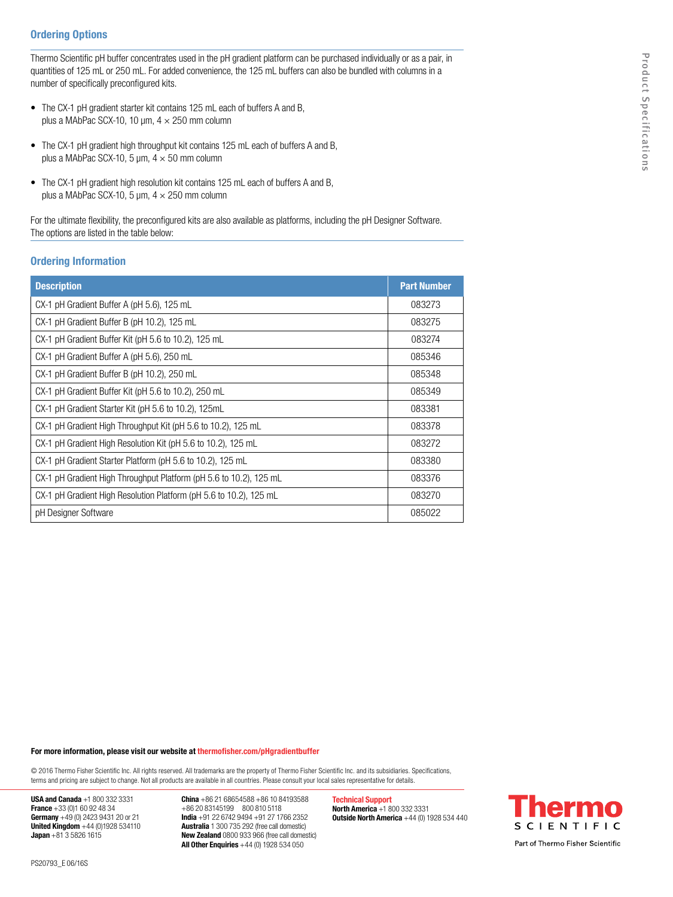## Ordering Options

Thermo Scientific pH buffer concentrates used in the pH gradient platform can be purchased individually or as a pair, in quantities of 125 mL or 250 mL. For added convenience, the 125 mL buffers can also be bundled with columns in a number of specifically preconfigured kits.

- The CX-1 pH gradient starter kit contains 125 mL each of buffers A and B, plus a MAbPac SCX-10, 10 µm, 4 × 250 mm column
- The CX-1 pH gradient high throughput kit contains 125 mL each of buffers A and B, plus a MAbPac SCX-10, 5 µm, 4 × 50 mm column
- The CX-1 pH gradient high resolution kit contains 125 mL each of buffers A and B, plus a MAbPac SCX-10, 5 µm, 4 × 250 mm column

For the ultimate flexibility, the preconfigured kits are also available as platforms, including the pH Designer Software. The options are listed in the table below:

## Ordering Information

| Description | Part Number |
|---|---|
| CX-1 pH Gradient Buffer A (pH 5.6), 125 mL | 083273 |
| CX-1 pH Gradient Buffer B (pH 10.2), 125 mL | 083275 |
| CX-1 pH Gradient Buffer Kit (pH 5.6 to 10.2), 125 mL | 083274 |
| CX-1 pH Gradient Buffer A (pH 5.6), 250 mL | 085346 |
| CX-1 pH Gradient Buffer B (pH 10.2), 250 mL | 085348 |
| CX-1 pH Gradient Buffer Kit (pH 5.6 to 10.2), 250 mL | 085349 |
| CX-1 pH Gradient Starter Kit (pH 5.6 to 10.2), 125mL | 083381 |
| CX-1 pH Gradient High Throughput Kit (pH 5.6 to 10.2), 125 mL | 083378 |
| CX-1 pH Gradient High Resolution Kit (pH 5.6 to 10.2), 125 mL | 083272 |
| CX-1 pH Gradient Starter Platform (pH 5.6 to 10.2), 125 mL | 083380 |
| CX-1 pH Gradient High Throughput Platform (pH 5.6 to 10.2), 125 mL | 083376 |
| CX-1 pH Gradient High Resolution Platform (pH 5.6 to 10.2), 125 mL | 083270 |
| pH Designer Software | 085022 |

**For more information, please visit our website at thermofisher.com/pHgradientbuffer**

© 2016 Thermo Fisher Scientific Inc. All rights reserved. All trademarks are the property of Thermo Fisher Scientific Inc. and its subsidiaries. Specifications, terms and pricing are subject to change. Not all products are available in all countries. Please consult your local sales representative for details.

**USA and Canada** +1 800 332 3331
**France** +33 (0)1 60 92 48 34
**Germany** +49 (0) 2423 9431 20 or 21
**United Kingdom** +44 (0)1928 534110
**Japan** +81 3 5826 1615

**China** +86 21 68654588 +86 10 84193588
+86 20 83145199 800 810 5118
**India** +91 22 6742 9494 +91 27 1766 2352
**Australia** 1 300 735 292 (free call domestic)
**New Zealand** 0800 933 966 (free call domestic)
**All Other Enquiries** +44 (0) 1928 534 050

**Technical Support**
**North America** +1 800 332 3331
**Outside North America** +44 (0) 1928 534 440

Thermo SCIENTIFIC
Part of Thermo Fisher Scientific

PS20793_E 06/16S